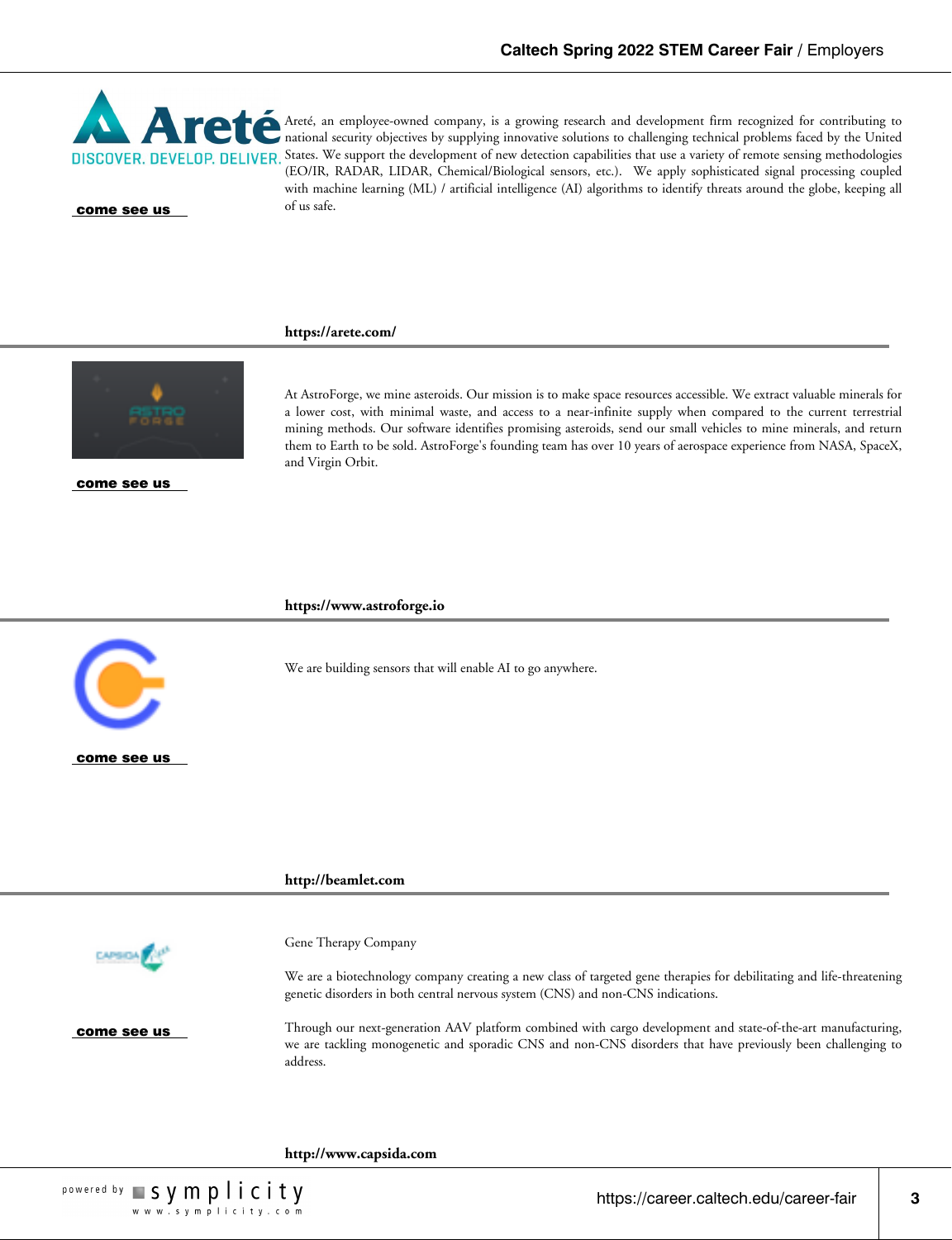Areté
DISCOVER. DEVELOP. DELIVER.

come see us

Areté, an employee-owned company, is a growing research and development firm recognized for contributing to national security objectives by supplying innovative solutions to challenging technical problems faced by the United States. We support the development of new detection capabilities that use a variety of remote sensing methodologies (EO/IR, RADAR, LIDAR, Chemical/Biological sensors, etc.). We apply sophisticated signal processing coupled with machine learning (ML) / artificial intelligence (AI) algorithms to identify threats around the globe, keeping all of us safe.

**https://arete.com/**

---

come see us

At AstroForge, we mine asteroids. Our mission is to make space resources accessible. We extract valuable minerals for a lower cost, with minimal waste, and access to a near-infinite supply when compared to the current terrestrial mining methods. Our software identifies promising asteroids, send our small vehicles to mine minerals, and return them to Earth to be sold. AstroForge's founding team has over 10 years of aerospace experience from NASA, SpaceX, and Virgin Orbit.

**https://www.astroforge.io**

---

come see us

We are building sensors that will enable AI to go anywhere.

**http://beamlet.com**

---

come see us

Gene Therapy Company

We are a biotechnology company creating a new class of targeted gene therapies for debilitating and life-threatening genetic disorders in both central nervous system (CNS) and non-CNS indications.

Through our next-generation AAV platform combined with cargo development and state-of-the-art manufacturing, we are tackling monogenetic and sporadic CNS and non-CNS disorders that have previously been challenging to address.

**http://www.capsida.com**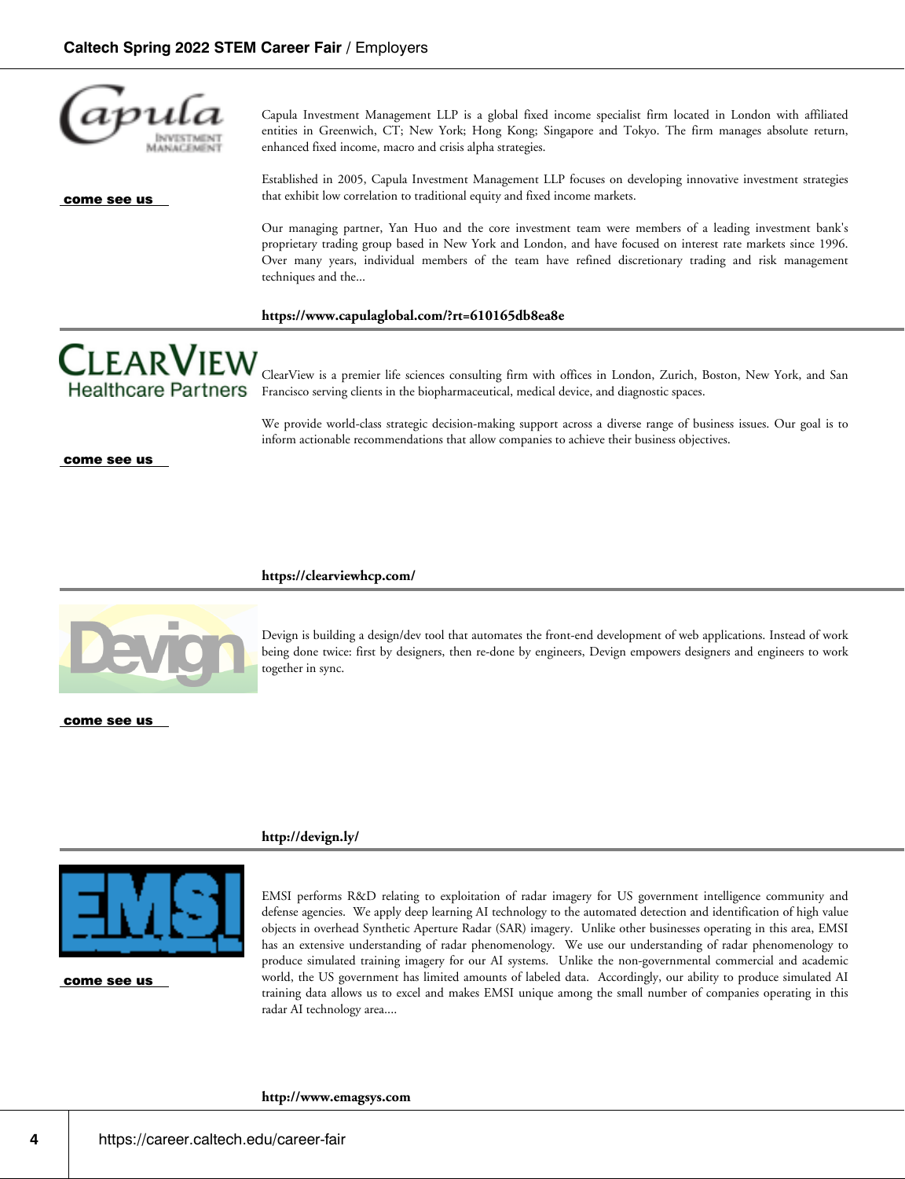Capula Investment Management LLP is a global fixed income specialist firm located in London with affiliated entities in Greenwich, CT; New York; Hong Kong; Singapore and Tokyo. The firm manages absolute return, enhanced fixed income, macro and crisis alpha strategies.

Established in 2005, Capula Investment Management LLP focuses on developing innovative investment strategies that exhibit low correlation to traditional equity and fixed income markets.

Our managing partner, Yan Huo and the core investment team were members of a leading investment bank's proprietary trading group based in New York and London, and have focused on interest rate markets since 1996. Over many years, individual members of the team have refined discretionary trading and risk management techniques and the...

**come see us**

**https://www.capulaglobal.com/?rt=610165db8ea8e**

---

ClearView is a premier life sciences consulting firm with offices in London, Zurich, Boston, New York, and San Francisco serving clients in the biopharmaceutical, medical device, and diagnostic spaces.

We provide world-class strategic decision-making support across a diverse range of business issues. Our goal is to inform actionable recommendations that allow companies to achieve their business objectives.

**come see us**

**https://clearviewhcp.com/**

---

Devign is building a design/dev tool that automates the front-end development of web applications. Instead of work being done twice: first by designers, then re-done by engineers, Devign empowers designers and engineers to work together in sync.

**come see us**

**http://devign.ly/**

---

EMSI performs R&D relating to exploitation of radar imagery for US government intelligence community and defense agencies. We apply deep learning AI technology to the automated detection and identification of high value objects in overhead Synthetic Aperture Radar (SAR) imagery. Unlike other businesses operating in this area, EMSI has an extensive understanding of radar phenomenology. We use our understanding of radar phenomenology to produce simulated training imagery for our AI systems. Unlike the non-governmental commercial and academic world, the US government has limited amounts of labeled data. Accordingly, our ability to produce simulated AI training data allows us to excel and makes EMSI unique among the small number of companies operating in this radar AI technology area....

**come see us**

**http://www.emagsys.com**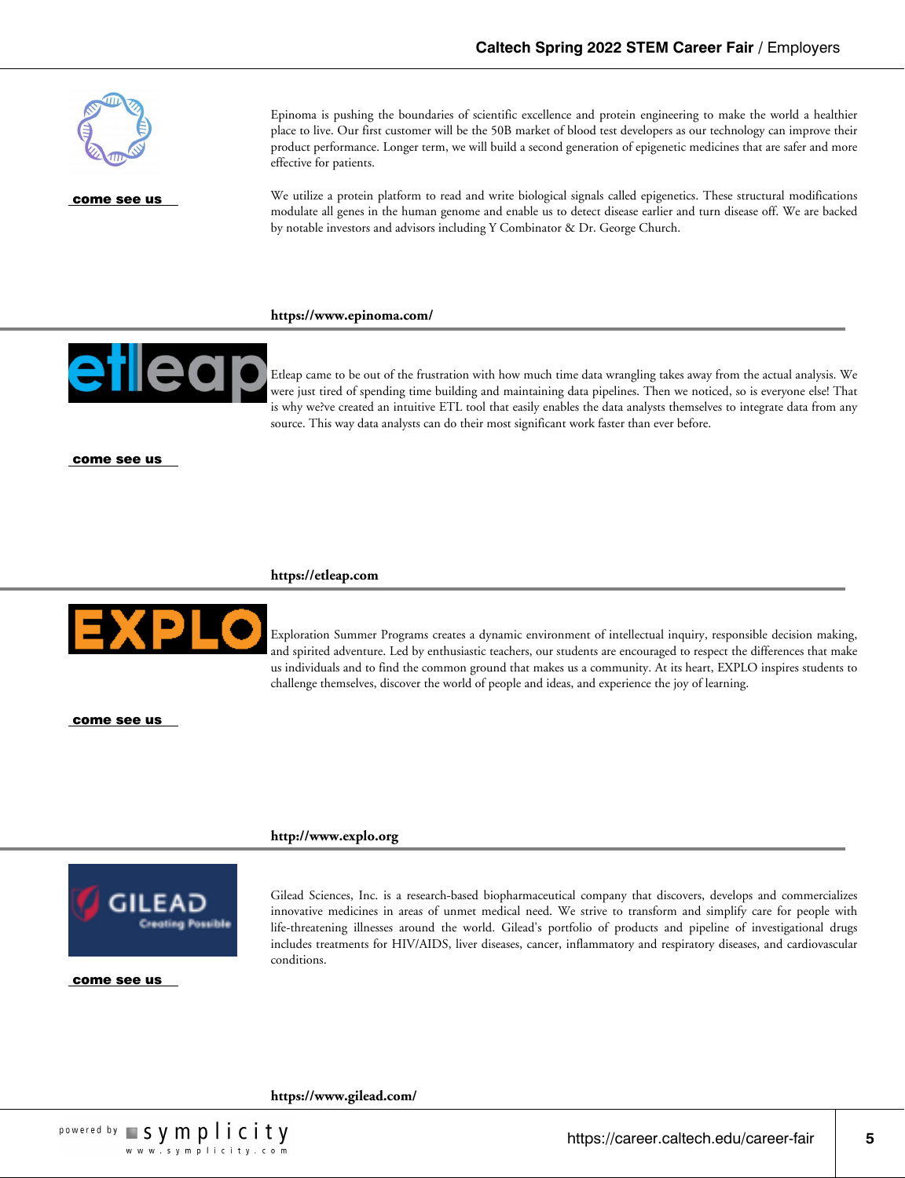Epinoma is pushing the boundaries of scientific excellence and protein engineering to make the world a healthier place to live. Our first customer will be the 50B market of blood test developers as our technology can improve their product performance. Longer term, we will build a second generation of epigenetic medicines that are safer and more effective for patients.

come see us

We utilize a protein platform to read and write biological signals called epigenetics. These structural modifications modulate all genes in the human genome and enable us to detect disease earlier and turn disease off. We are backed by notable investors and advisors including Y Combinator & Dr. George Church.

**https://www.epinoma.com/**

---

Etleap came to be out of the frustration with how much time data wrangling takes away from the actual analysis. We were just tired of spending time building and maintaining data pipelines. Then we noticed, so is everyone else! That is why we?ve created an intuitive ETL tool that easily enables the data analysts themselves to integrate data from any source. This way data analysts can do their most significant work faster than ever before.

come see us

**https://etleap.com**

---

Exploration Summer Programs creates a dynamic environment of intellectual inquiry, responsible decision making, and spirited adventure. Led by enthusiastic teachers, our students are encouraged to respect the differences that make us individuals and to find the common ground that makes us a community. At its heart, EXPLO inspires students to challenge themselves, discover the world of people and ideas, and experience the joy of learning.

come see us

**http://www.explo.org**

---

Gilead Sciences, Inc. is a research-based biopharmaceutical company that discovers, develops and commercializes innovative medicines in areas of unmet medical need. We strive to transform and simplify care for people with life-threatening illnesses around the world. Gilead's portfolio of products and pipeline of investigational drugs includes treatments for HIV/AIDS, liver diseases, cancer, inflammatory and respiratory diseases, and cardiovascular conditions.

come see us

**https://www.gilead.com/**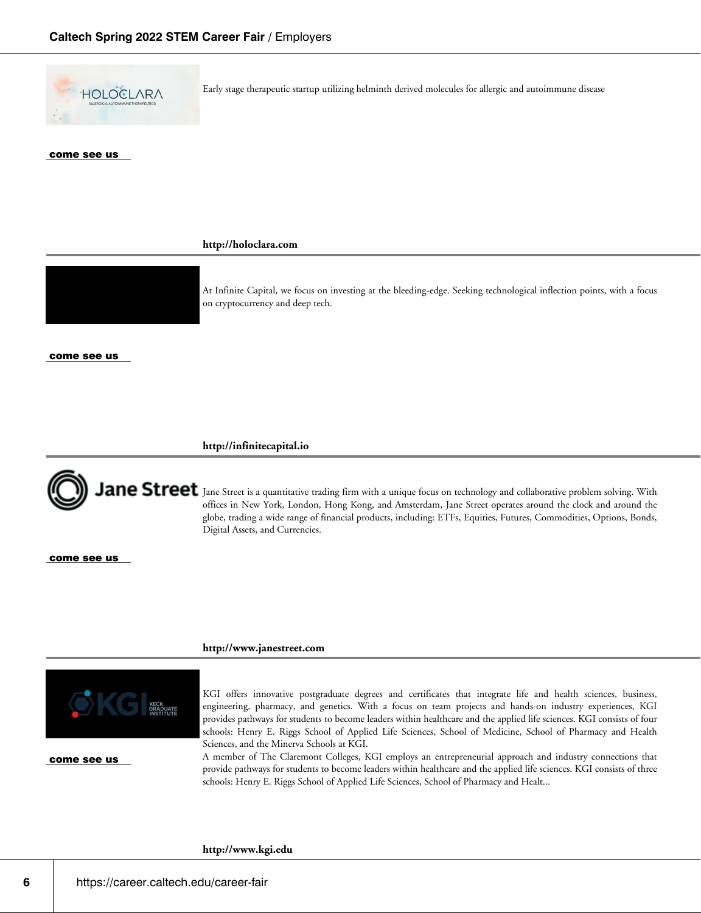Early stage therapeutic startup utilizing helminth derived molecules for allergic and autoimmune disease

come see us

**http://holoclara.com**

---

At Infinite Capital, we focus on investing at the bleeding-edge. Seeking technological inflection points, with a focus on cryptocurrency and deep tech.

come see us

**http://infinitecapital.io**

---

Jane Street is a quantitative trading firm with a unique focus on technology and collaborative problem solving. With offices in New York, London, Hong Kong, and Amsterdam, Jane Street operates around the clock and around the globe, trading a wide range of financial products, including: ETFs, Equities, Futures, Commodities, Options, Bonds, Digital Assets, and Currencies.

come see us

**http://www.janestreet.com**

---

KGI offers innovative postgraduate degrees and certificates that integrate life and health sciences, business, engineering, pharmacy, and genetics. With a focus on team projects and hands-on industry experiences, KGI provides pathways for students to become leaders within healthcare and the applied life sciences. KGI consists of four schools: Henry E. Riggs School of Applied Life Sciences, School of Medicine, School of Pharmacy and Health Sciences, and the Minerva Schools at KGI.

A member of The Claremont Colleges, KGI employs an entrepreneurial approach and industry connections that provide pathways for students to become leaders within healthcare and the applied life sciences. KGI consists of three schools: Henry E. Riggs School of Applied Life Sciences, School of Pharmacy and Healt...

come see us

**http://www.kgi.edu**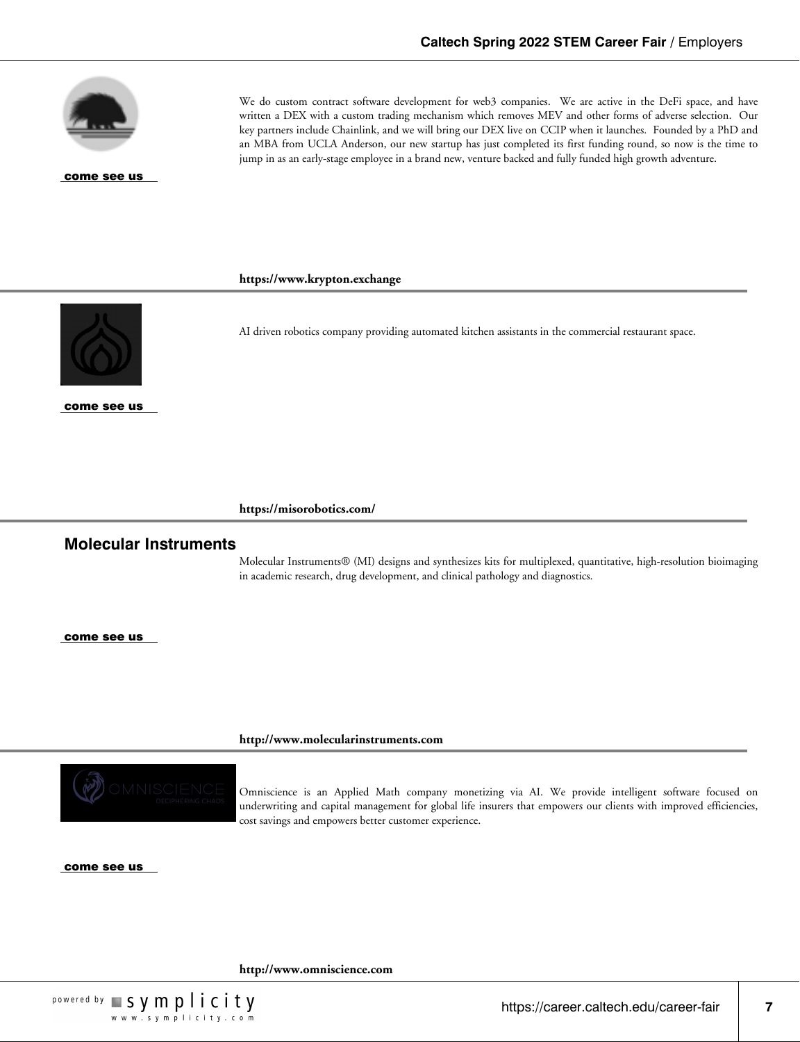We do custom contract software development for web3 companies. We are active in the DeFi space, and have written a DEX with a custom trading mechanism which removes MEV and other forms of adverse selection. Our key partners include Chainlink, and we will bring our DEX live on CCIP when it launches. Founded by a PhD and an MBA from UCLA Anderson, our new startup has just completed its first funding round, so now is the time to jump in as an early-stage employee in a brand new, venture backed and fully funded high growth adventure.

come see us

**https://www.krypton.exchange**

---

AI driven robotics company providing automated kitchen assistants in the commercial restaurant space.

come see us

**https://misorobotics.com/**

---

## Molecular Instruments

Molecular Instruments® (MI) designs and synthesizes kits for multiplexed, quantitative, high-resolution bioimaging in academic research, drug development, and clinical pathology and diagnostics.

come see us

**http://www.molecularinstruments.com**

---

Omniscience is an Applied Math company monetizing via AI. We provide intelligent software focused on underwriting and capital management for global life insurers that empowers our clients with improved efficiencies, cost savings and empowers better customer experience.

come see us

**http://www.omniscience.com**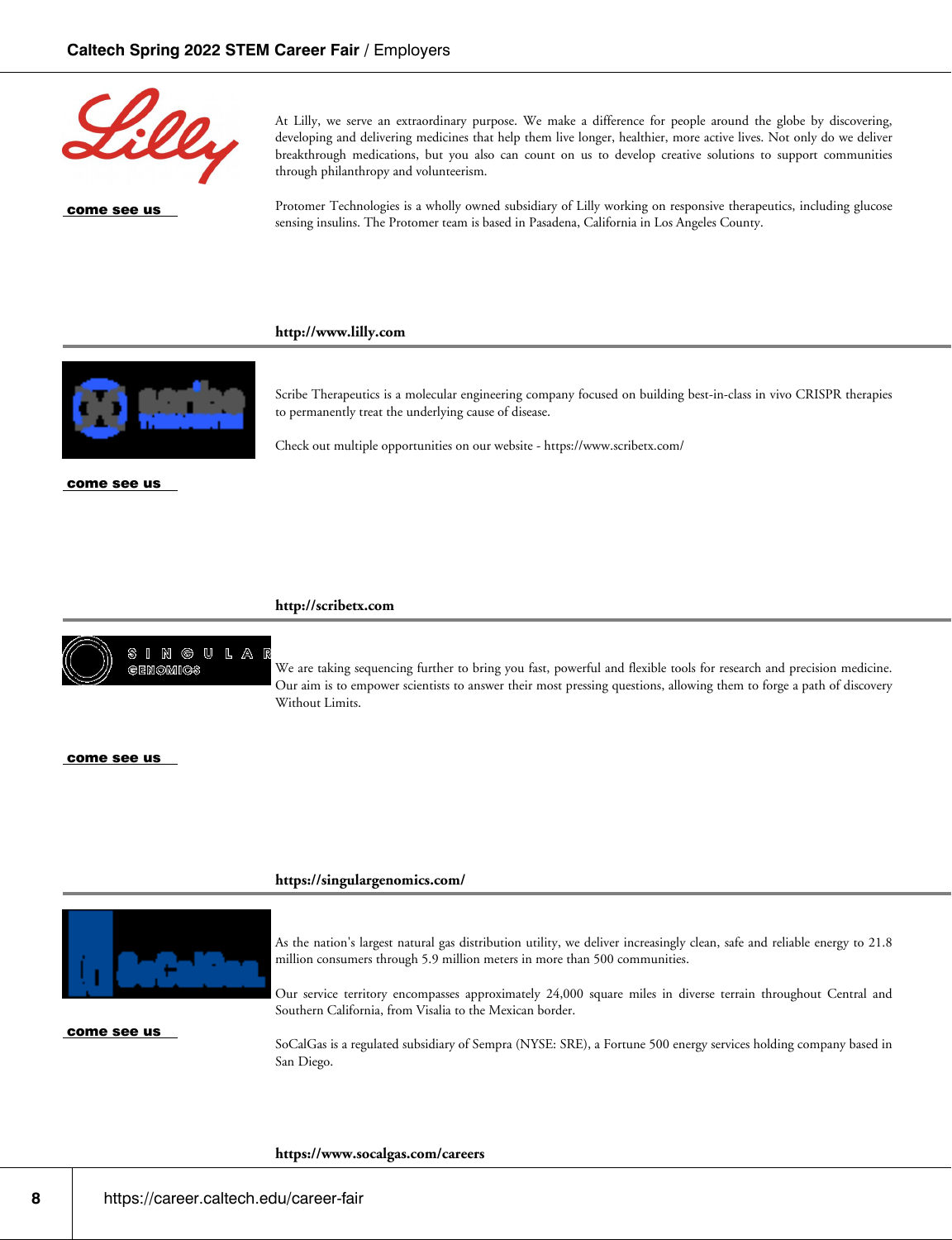At Lilly, we serve an extraordinary purpose. We make a difference for people around the globe by discovering, developing and delivering medicines that help them live longer, healthier, more active lives. Not only do we deliver breakthrough medications, but you also can count on us to develop creative solutions to support communities through philanthropy and volunteerism.

come see us

Protomer Technologies is a wholly owned subsidiary of Lilly working on responsive therapeutics, including glucose sensing insulins. The Protomer team is based in Pasadena, California in Los Angeles County.

**http://www.lilly.com**

---

Scribe Therapeutics is a molecular engineering company focused on building best-in-class in vivo CRISPR therapies to permanently treat the underlying cause of disease.

Check out multiple opportunities on our website - https://www.scribetx.com/

come see us

**http://scribetx.com**

---

We are taking sequencing further to bring you fast, powerful and flexible tools for research and precision medicine. Our aim is to empower scientists to answer their most pressing questions, allowing them to forge a path of discovery Without Limits.

come see us

**https://singulargenomics.com/**

---

As the nation's largest natural gas distribution utility, we deliver increasingly clean, safe and reliable energy to 21.8 million consumers through 5.9 million meters in more than 500 communities.

Our service territory encompasses approximately 24,000 square miles in diverse terrain throughout Central and Southern California, from Visalia to the Mexican border.

come see us

SoCalGas is a regulated subsidiary of Sempra (NYSE: SRE), a Fortune 500 energy services holding company based in San Diego.

**https://www.socalgas.com/careers**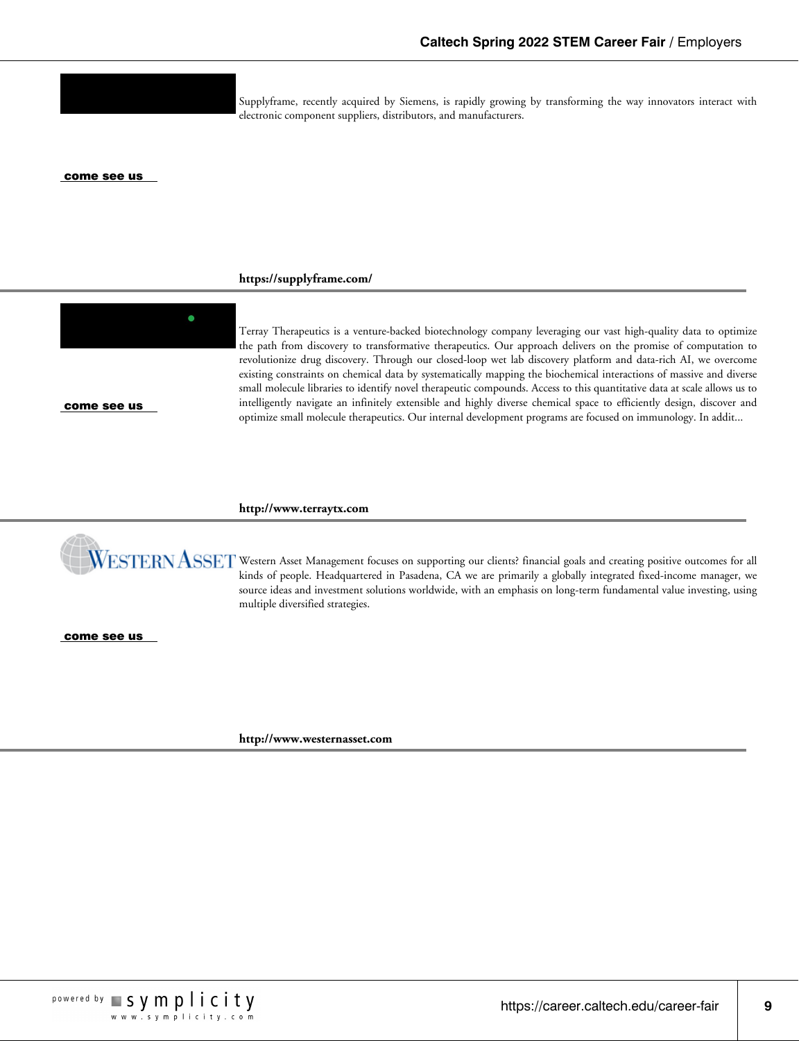Supplyframe, recently acquired by Siemens, is rapidly growing by transforming the way innovators interact with electronic component suppliers, distributors, and manufacturers.

**come see us**

**https://supplyframe.com/**

---

Terray Therapeutics is a venture-backed biotechnology company leveraging our vast high-quality data to optimize the path from discovery to transformative therapeutics. Our approach delivers on the promise of computation to revolutionize drug discovery. Through our closed-loop wet lab discovery platform and data-rich AI, we overcome existing constraints on chemical data by systematically mapping the biochemical interactions of massive and diverse small molecule libraries to identify novel therapeutic compounds. Access to this quantitative data at scale allows us to intelligently navigate an infinitely extensible and highly diverse chemical space to efficiently design, discover and optimize small molecule therapeutics. Our internal development programs are focused on immunology. In addit...

**come see us**

**http://www.terraytx.com**

---

WESTERN ASSET

Western Asset Management focuses on supporting our clients? financial goals and creating positive outcomes for all kinds of people. Headquartered in Pasadena, CA we are primarily a globally integrated fixed-income manager, we source ideas and investment solutions worldwide, with an emphasis on long-term fundamental value investing, using multiple diversified strategies.

**come see us**

**http://www.westernasset.com**